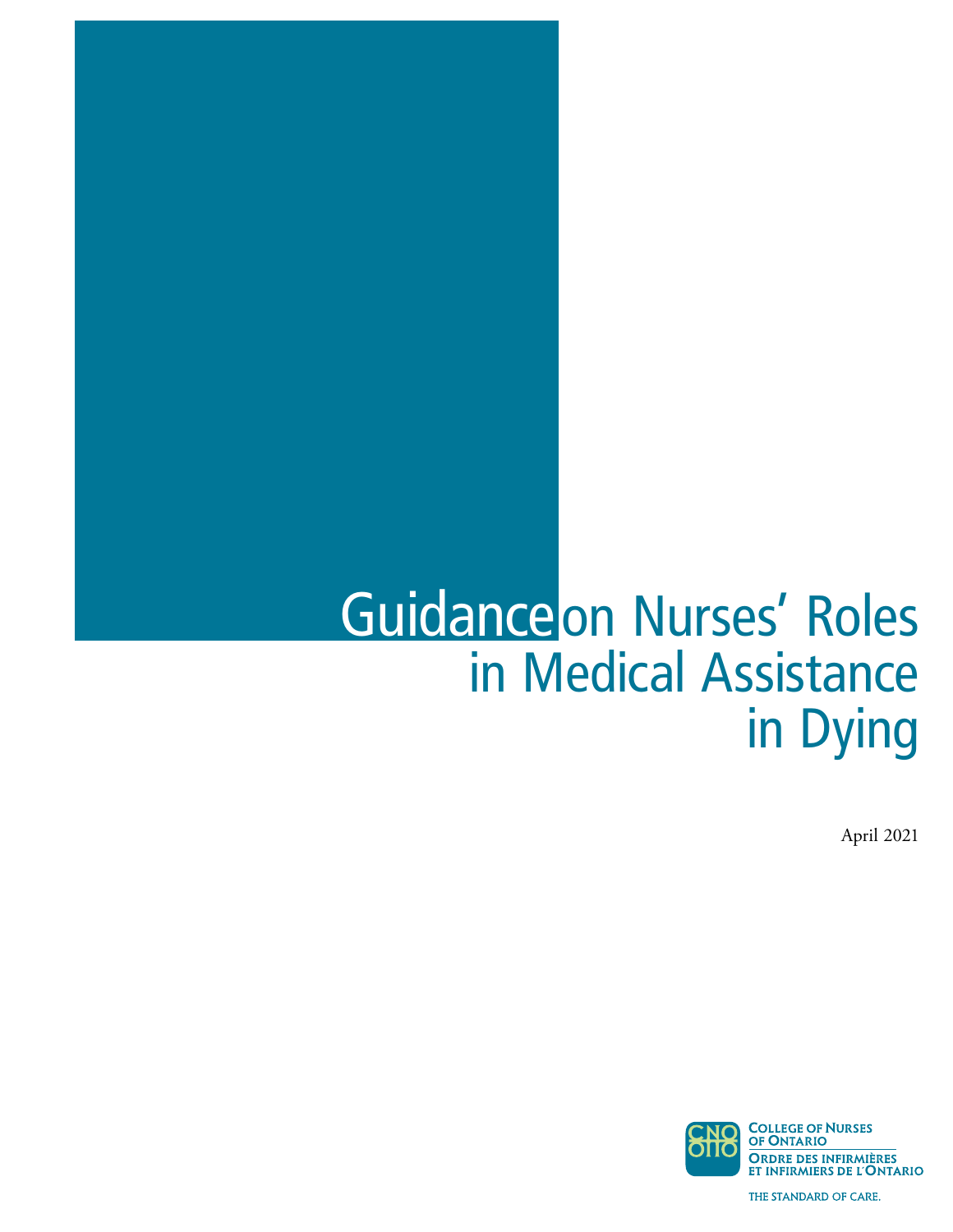# Guidance on Nurses' Roles in Medical Assistance in Dying

April 2021

College of Nurses of Ontario

Ordre des infirmières et infirmiers de l'Ontario

THE STANDARD OF CARE.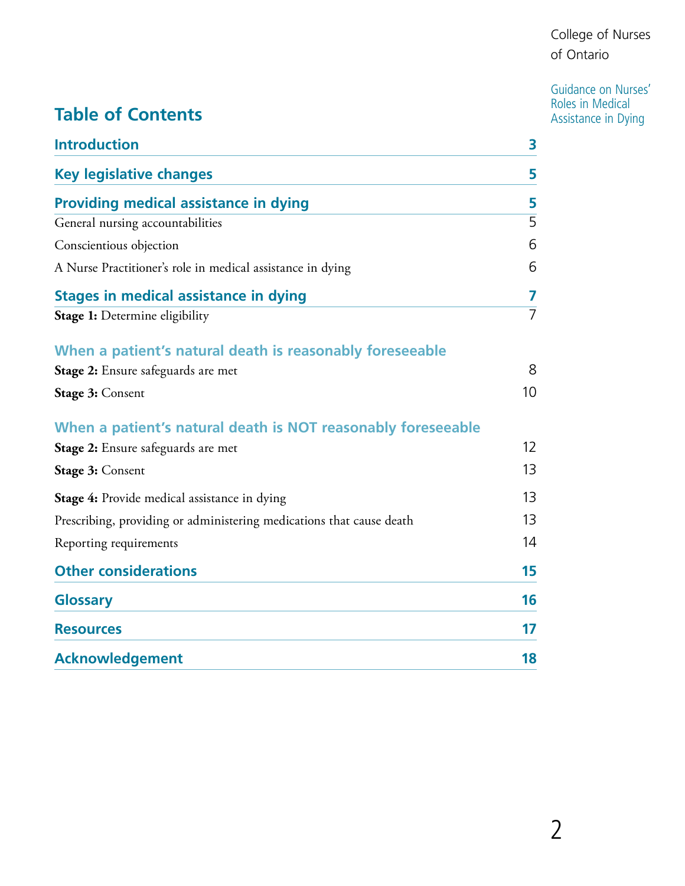## Table of Contents

| | |
|---|---|
| **Introduction** | **3** |
| **Key legislative changes** | **5** |
| **Providing medical assistance in dying** | **5** |
| General nursing accountabilities | 5 |
| Conscientious objection | 6 |
| A Nurse Practitioner's role in medical assistance in dying | 6 |
| **Stages in medical assistance in dying** | **7** |
| **Stage 1:** Determine eligibility | 7 |
| **When a patient's natural death is reasonably foreseeable** | |
| **Stage 2:** Ensure safeguards are met | 8 |
| **Stage 3:** Consent | 10 |
| **When a patient's natural death is NOT reasonably foreseeable** | |
| **Stage 2:** Ensure safeguards are met | 12 |
| **Stage 3:** Consent | 13 |
| **Stage 4:** Provide medical assistance in dying | 13 |
| Prescribing, providing or administering medications that cause death | 13 |
| Reporting requirements | 14 |
| **Other considerations** | **15** |
| **Glossary** | **16** |
| **Resources** | **17** |
| **Acknowledgement** | **18** |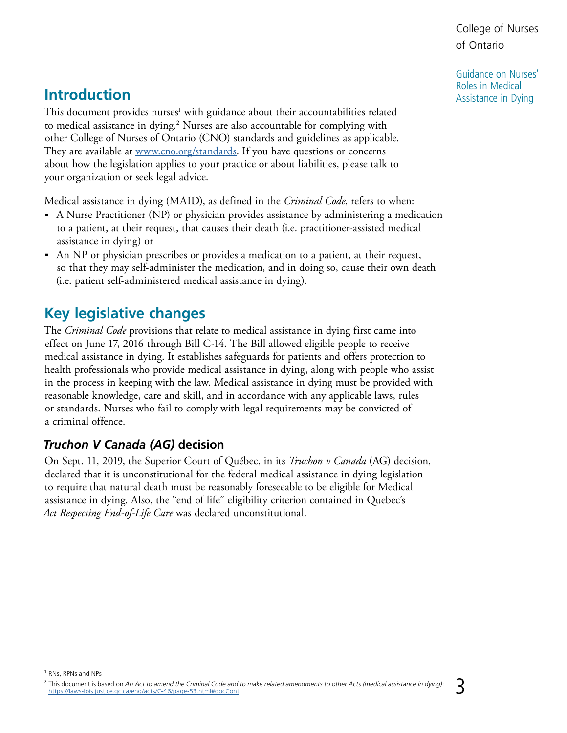## Introduction

This document provides nurses[1] with guidance about their accountabilities related to medical assistance in dying.[2] Nurses are also accountable for complying with other College of Nurses of Ontario (CNO) standards and guidelines as applicable. They are available at www.cno.org/standards. If you have questions or concerns about how the legislation applies to your practice or about liabilities, please talk to your organization or seek legal advice.

Medical assistance in dying (MAID), as defined in the *Criminal Code*, refers to when:

- A Nurse Practitioner (NP) or physician provides assistance by administering a medication to a patient, at their request, that causes their death (i.e. practitioner-assisted medical assistance in dying) or
- An NP or physician prescribes or provides a medication to a patient, at their request, so that they may self-administer the medication, and in doing so, cause their own death (i.e. patient self-administered medical assistance in dying).

## Key legislative changes

The *Criminal Code* provisions that relate to medical assistance in dying first came into effect on June 17, 2016 through Bill C-14. The Bill allowed eligible people to receive medical assistance in dying. It establishes safeguards for patients and offers protection to health professionals who provide medical assistance in dying, along with people who assist in the process in keeping with the law. Medical assistance in dying must be provided with reasonable knowledge, care and skill, and in accordance with any applicable laws, rules or standards. Nurses who fail to comply with legal requirements may be convicted of a criminal offence.

### *Truchon V Canada (AG)* decision

On Sept. 11, 2019, the Superior Court of Québec, in its *Truchon v Canada* (AG) decision, declared that it is unconstitutional for the federal medical assistance in dying legislation to require that natural death must be reasonably foreseeable to be eligible for Medical assistance in dying. Also, the "end of life" eligibility criterion contained in Quebec's *Act Respecting End-of-Life Care* was declared unconstitutional.

---

[1] RNs, RPNs and NPs

[2] This document is based on *An Act to amend the Criminal Code and to make related amendments to other Acts (medical assistance in dying)*: https://laws-lois.justice.gc.ca/eng/acts/C-46/page-53.html#docCont.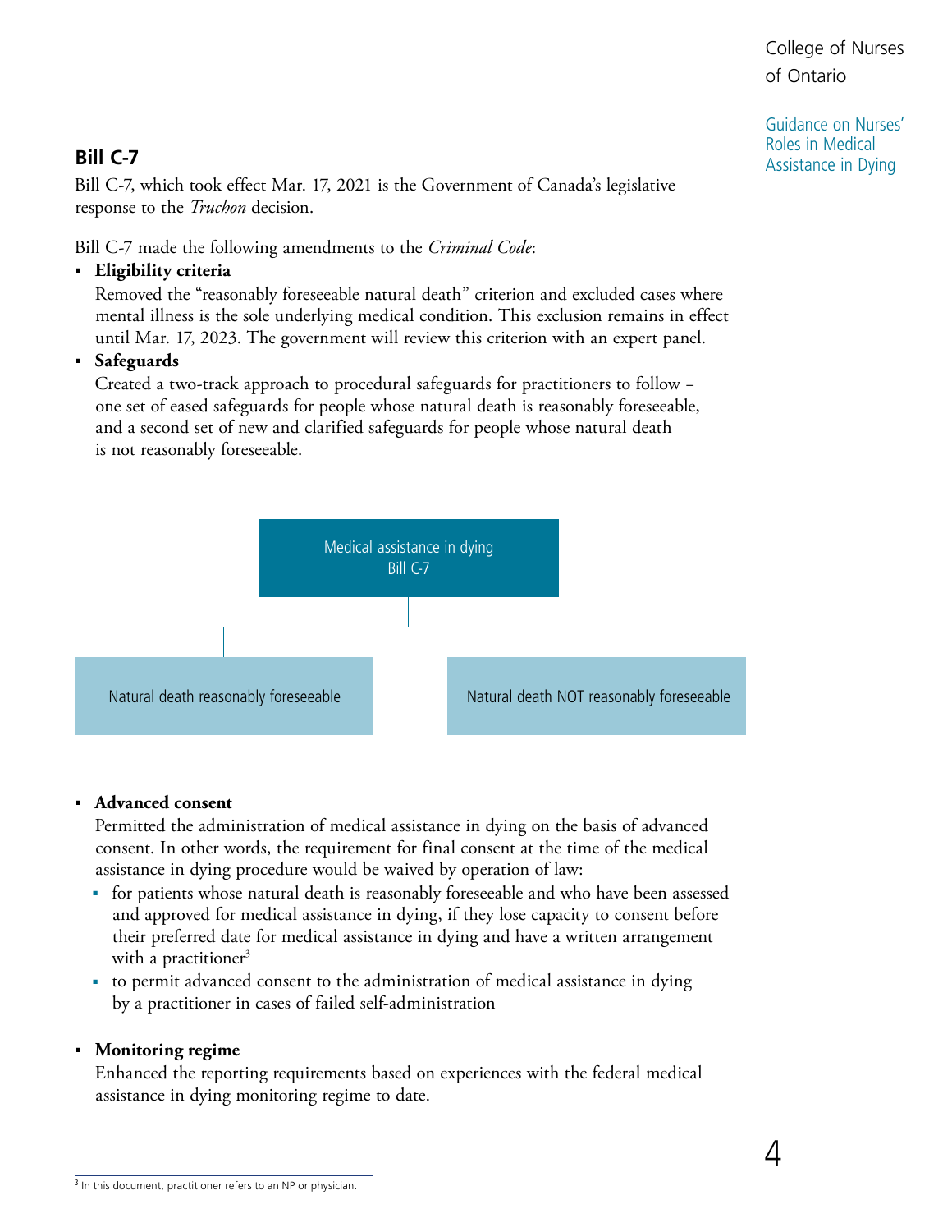## Bill C-7

Bill C-7, which took effect Mar. 17, 2021 is the Government of Canada's legislative response to the *Truchon* decision.

Bill C-7 made the following amendments to the *Criminal Code*:

- **Eligibility criteria**
  Removed the "reasonably foreseeable natural death" criterion and excluded cases where mental illness is the sole underlying medical condition. This exclusion remains in effect until Mar. 17, 2023. The government will review this criterion with an expert panel.
- **Safeguards**
  Created a two-track approach to procedural safeguards for practitioners to follow – one set of eased safeguards for people whose natural death is reasonably foreseeable, and a second set of new and clarified safeguards for people whose natural death is not reasonably foreseeable.

Medical assistance in dying
Bill C-7

- Natural death reasonably foreseeable
- Natural death NOT reasonably foreseeable

- **Advanced consent**
  Permitted the administration of medical assistance in dying on the basis of advanced consent. In other words, the requirement for final consent at the time of the medical assistance in dying procedure would be waived by operation of law:
  - for patients whose natural death is reasonably foreseeable and who have been assessed and approved for medical assistance in dying, if they lose capacity to consent before their preferred date for medical assistance in dying and have a written arrangement with a practitioner[3]
  - to permit advanced consent to the administration of medical assistance in dying by a practitioner in cases of failed self-administration
- **Monitoring regime**
  Enhanced the reporting requirements based on experiences with the federal medical assistance in dying monitoring regime to date.

[3] In this document, practitioner refers to an NP or physician.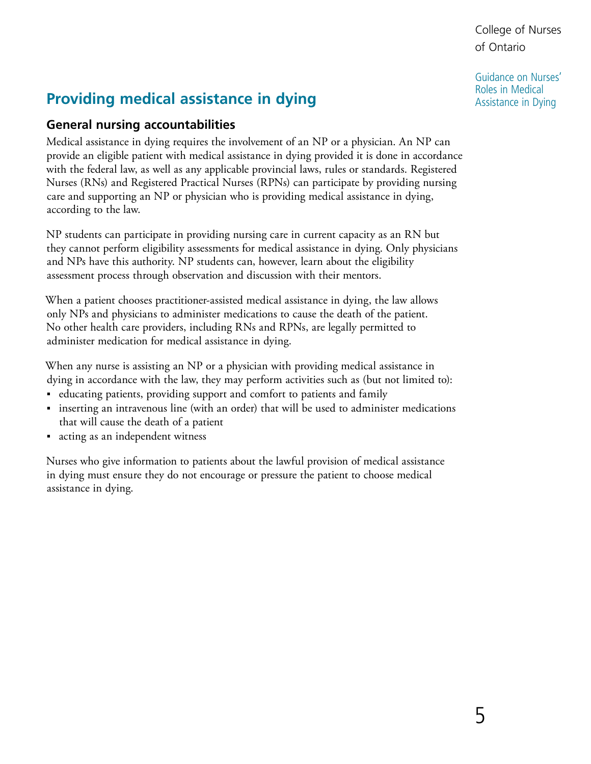## Providing medical assistance in dying

### General nursing accountabilities

Medical assistance in dying requires the involvement of an NP or a physician. An NP can provide an eligible patient with medical assistance in dying provided it is done in accordance with the federal law, as well as any applicable provincial laws, rules or standards. Registered Nurses (RNs) and Registered Practical Nurses (RPNs) can participate by providing nursing care and supporting an NP or physician who is providing medical assistance in dying, according to the law.

NP students can participate in providing nursing care in current capacity as an RN but they cannot perform eligibility assessments for medical assistance in dying. Only physicians and NPs have this authority. NP students can, however, learn about the eligibility assessment process through observation and discussion with their mentors.

When a patient chooses practitioner-assisted medical assistance in dying, the law allows only NPs and physicians to administer medications to cause the death of the patient. No other health care providers, including RNs and RPNs, are legally permitted to administer medication for medical assistance in dying.

When any nurse is assisting an NP or a physician with providing medical assistance in dying in accordance with the law, they may perform activities such as (but not limited to):

- educating patients, providing support and comfort to patients and family
- inserting an intravenous line (with an order) that will be used to administer medications that will cause the death of a patient
- acting as an independent witness

Nurses who give information to patients about the lawful provision of medical assistance in dying must ensure they do not encourage or pressure the patient to choose medical assistance in dying.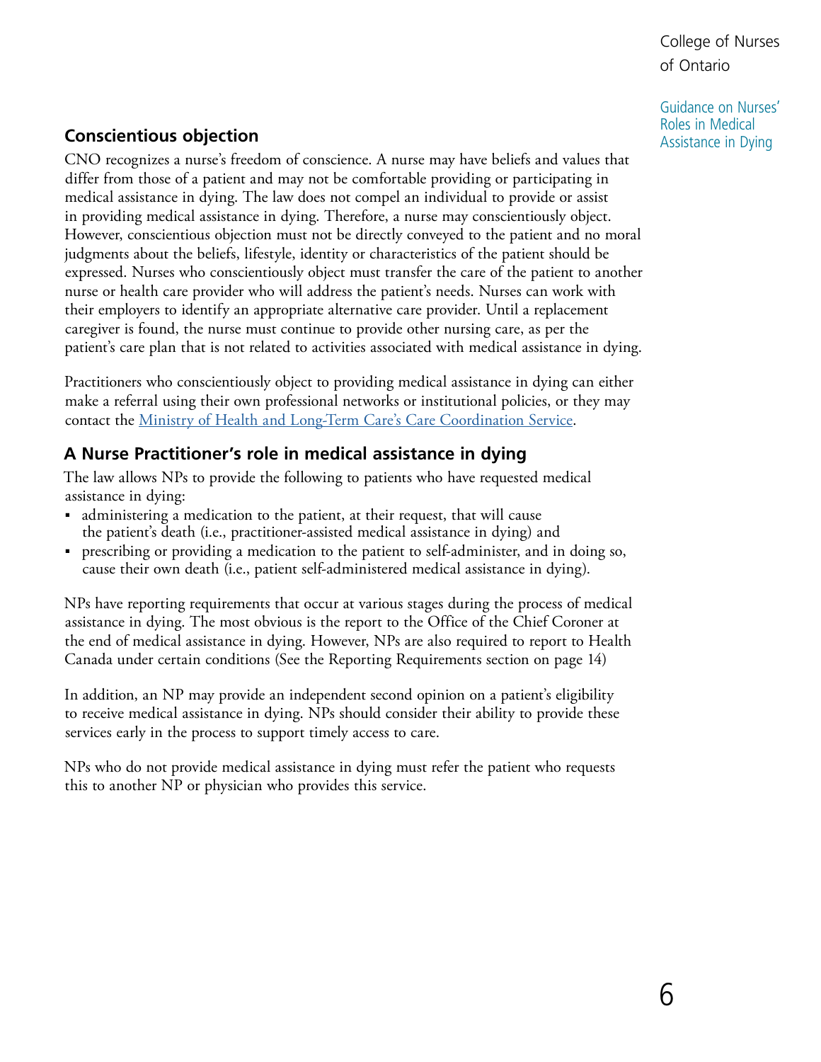## Conscientious objection

CNO recognizes a nurse's freedom of conscience. A nurse may have beliefs and values that differ from those of a patient and may not be comfortable providing or participating in medical assistance in dying. The law does not compel an individual to provide or assist in providing medical assistance in dying. Therefore, a nurse may conscientiously object. However, conscientious objection must not be directly conveyed to the patient and no moral judgments about the beliefs, lifestyle, identity or characteristics of the patient should be expressed. Nurses who conscientiously object must transfer the care of the patient to another nurse or health care provider who will address the patient's needs. Nurses can work with their employers to identify an appropriate alternative care provider. Until a replacement caregiver is found, the nurse must continue to provide other nursing care, as per the patient's care plan that is not related to activities associated with medical assistance in dying.

Practitioners who conscientiously object to providing medical assistance in dying can either make a referral using their own professional networks or institutional policies, or they may contact the Ministry of Health and Long-Term Care's Care Coordination Service.

## A Nurse Practitioner's role in medical assistance in dying

The law allows NPs to provide the following to patients who have requested medical assistance in dying:

- administering a medication to the patient, at their request, that will cause the patient's death (i.e., practitioner-assisted medical assistance in dying) and
- prescribing or providing a medication to the patient to self-administer, and in doing so, cause their own death (i.e., patient self-administered medical assistance in dying).

NPs have reporting requirements that occur at various stages during the process of medical assistance in dying. The most obvious is the report to the Office of the Chief Coroner at the end of medical assistance in dying. However, NPs are also required to report to Health Canada under certain conditions (See the Reporting Requirements section on page 14)

In addition, an NP may provide an independent second opinion on a patient's eligibility to receive medical assistance in dying. NPs should consider their ability to provide these services early in the process to support timely access to care.

NPs who do not provide medical assistance in dying must refer the patient who requests this to another NP or physician who provides this service.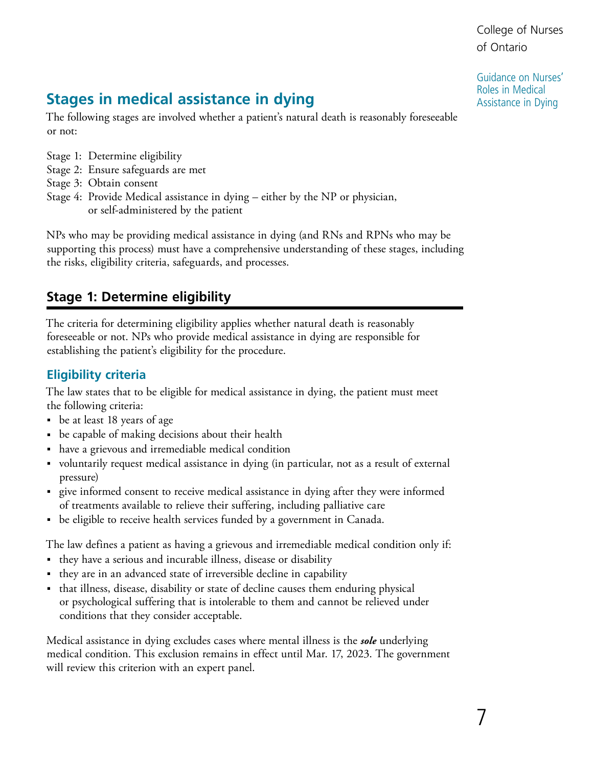## Stages in medical assistance in dying

The following stages are involved whether a patient's natural death is reasonably foreseeable or not:

Stage 1: Determine eligibility
Stage 2: Ensure safeguards are met
Stage 3: Obtain consent
Stage 4: Provide Medical assistance in dying – either by the NP or physician, or self-administered by the patient

NPs who may be providing medical assistance in dying (and RNs and RPNs who may be supporting this process) must have a comprehensive understanding of these stages, including the risks, eligibility criteria, safeguards, and processes.

## Stage 1: Determine eligibility

The criteria for determining eligibility applies whether natural death is reasonably foreseeable or not. NPs who provide medical assistance in dying are responsible for establishing the patient's eligibility for the procedure.

### Eligibility criteria

The law states that to be eligible for medical assistance in dying, the patient must meet the following criteria:

- be at least 18 years of age
- be capable of making decisions about their health
- have a grievous and irremediable medical condition
- voluntarily request medical assistance in dying (in particular, not as a result of external pressure)
- give informed consent to receive medical assistance in dying after they were informed of treatments available to relieve their suffering, including palliative care
- be eligible to receive health services funded by a government in Canada.

The law defines a patient as having a grievous and irremediable medical condition only if:

- they have a serious and incurable illness, disease or disability
- they are in an advanced state of irreversible decline in capability
- that illness, disease, disability or state of decline causes them enduring physical or psychological suffering that is intolerable to them and cannot be relieved under conditions that they consider acceptable.

Medical assistance in dying excludes cases where mental illness is the ***sole*** underlying medical condition. This exclusion remains in effect until Mar. 17, 2023. The government will review this criterion with an expert panel.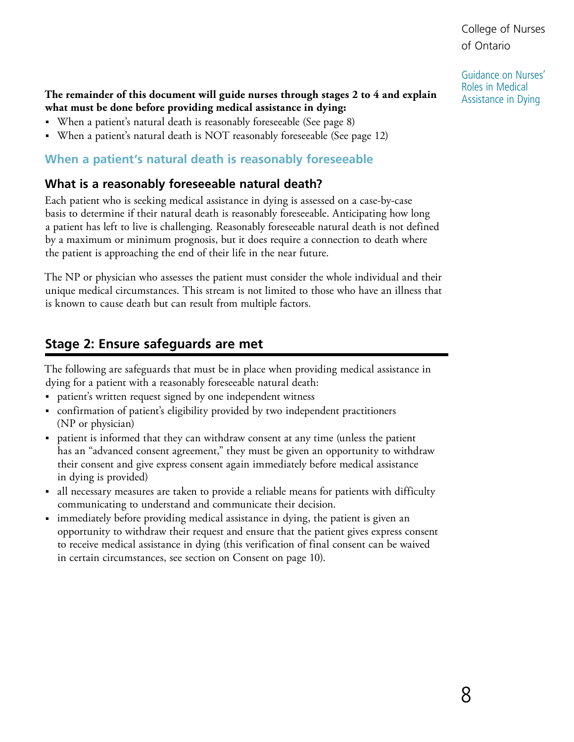**The remainder of this document will guide nurses through stages 2 to 4 and explain what must be done before providing medical assistance in dying:**

- When a patient's natural death is reasonably foreseeable (See page 8)
- When a patient's natural death is NOT reasonably foreseeable (See page 12)

## When a patient's natural death is reasonably foreseeable

### What is a reasonably foreseeable natural death?

Each patient who is seeking medical assistance in dying is assessed on a case-by-case basis to determine if their natural death is reasonably foreseeable. Anticipating how long a patient has left to live is challenging. Reasonably foreseeable natural death is not defined by a maximum or minimum prognosis, but it does require a connection to death where the patient is approaching the end of their life in the near future.

The NP or physician who assesses the patient must consider the whole individual and their unique medical circumstances. This stream is not limited to those who have an illness that is known to cause death but can result from multiple factors.

## Stage 2: Ensure safeguards are met

The following are safeguards that must be in place when providing medical assistance in dying for a patient with a reasonably foreseeable natural death:

- patient's written request signed by one independent witness
- confirmation of patient's eligibility provided by two independent practitioners (NP or physician)
- patient is informed that they can withdraw consent at any time (unless the patient has an "advanced consent agreement," they must be given an opportunity to withdraw their consent and give express consent again immediately before medical assistance in dying is provided)
- all necessary measures are taken to provide a reliable means for patients with difficulty communicating to understand and communicate their decision.
- immediately before providing medical assistance in dying, the patient is given an opportunity to withdraw their request and ensure that the patient gives express consent to receive medical assistance in dying (this verification of final consent can be waived in certain circumstances, see section on Consent on page 10).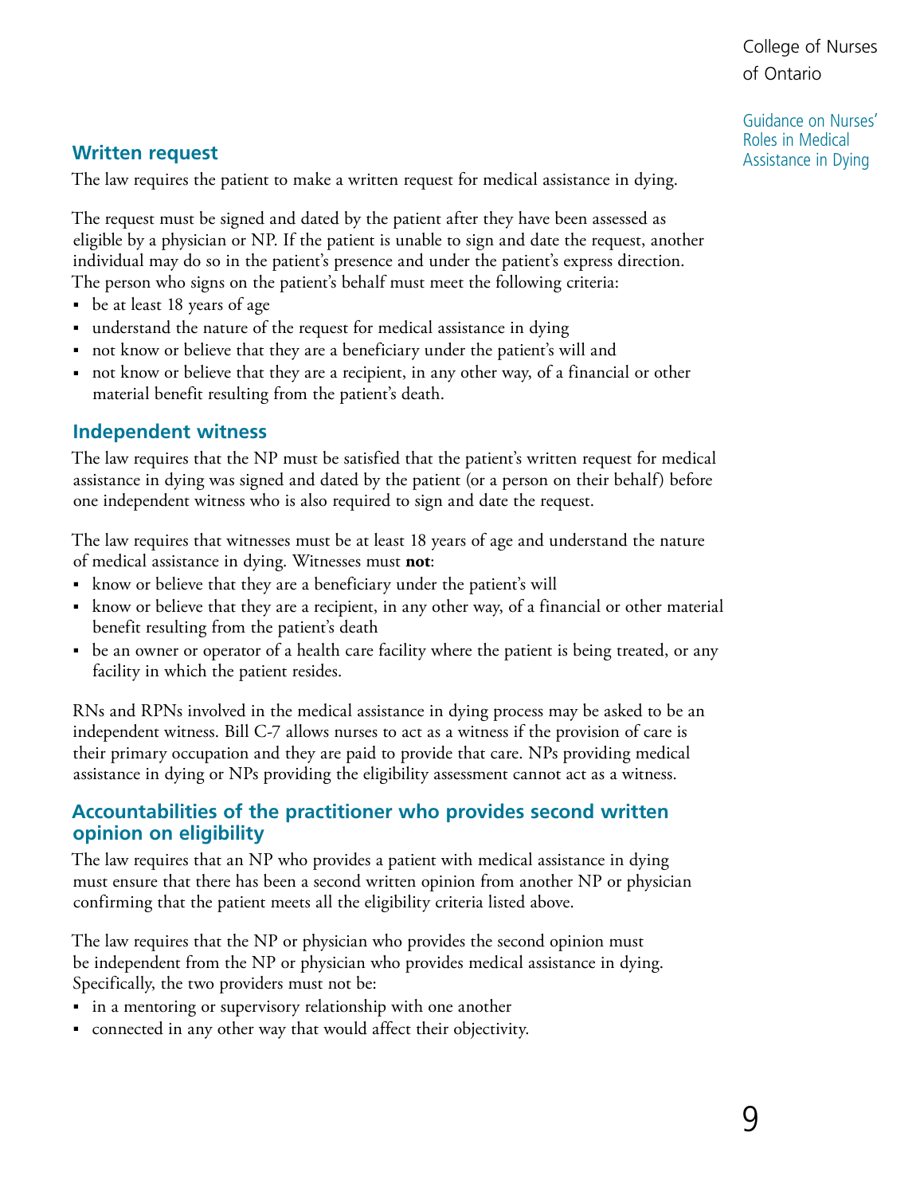## Written request

The law requires the patient to make a written request for medical assistance in dying.

The request must be signed and dated by the patient after they have been assessed as eligible by a physician or NP. If the patient is unable to sign and date the request, another individual may do so in the patient's presence and under the patient's express direction. The person who signs on the patient's behalf must meet the following criteria:

- be at least 18 years of age
- understand the nature of the request for medical assistance in dying
- not know or believe that they are a beneficiary under the patient's will and
- not know or believe that they are a recipient, in any other way, of a financial or other material benefit resulting from the patient's death.

## Independent witness

The law requires that the NP must be satisfied that the patient's written request for medical assistance in dying was signed and dated by the patient (or a person on their behalf) before one independent witness who is also required to sign and date the request.

The law requires that witnesses must be at least 18 years of age and understand the nature of medical assistance in dying. Witnesses must **not**:

- know or believe that they are a beneficiary under the patient's will
- know or believe that they are a recipient, in any other way, of a financial or other material benefit resulting from the patient's death
- be an owner or operator of a health care facility where the patient is being treated, or any facility in which the patient resides.

RNs and RPNs involved in the medical assistance in dying process may be asked to be an independent witness. Bill C-7 allows nurses to act as a witness if the provision of care is their primary occupation and they are paid to provide that care. NPs providing medical assistance in dying or NPs providing the eligibility assessment cannot act as a witness.

## Accountabilities of the practitioner who provides second written opinion on eligibility

The law requires that an NP who provides a patient with medical assistance in dying must ensure that there has been a second written opinion from another NP or physician confirming that the patient meets all the eligibility criteria listed above.

The law requires that the NP or physician who provides the second opinion must be independent from the NP or physician who provides medical assistance in dying. Specifically, the two providers must not be:

- in a mentoring or supervisory relationship with one another
- connected in any other way that would affect their objectivity.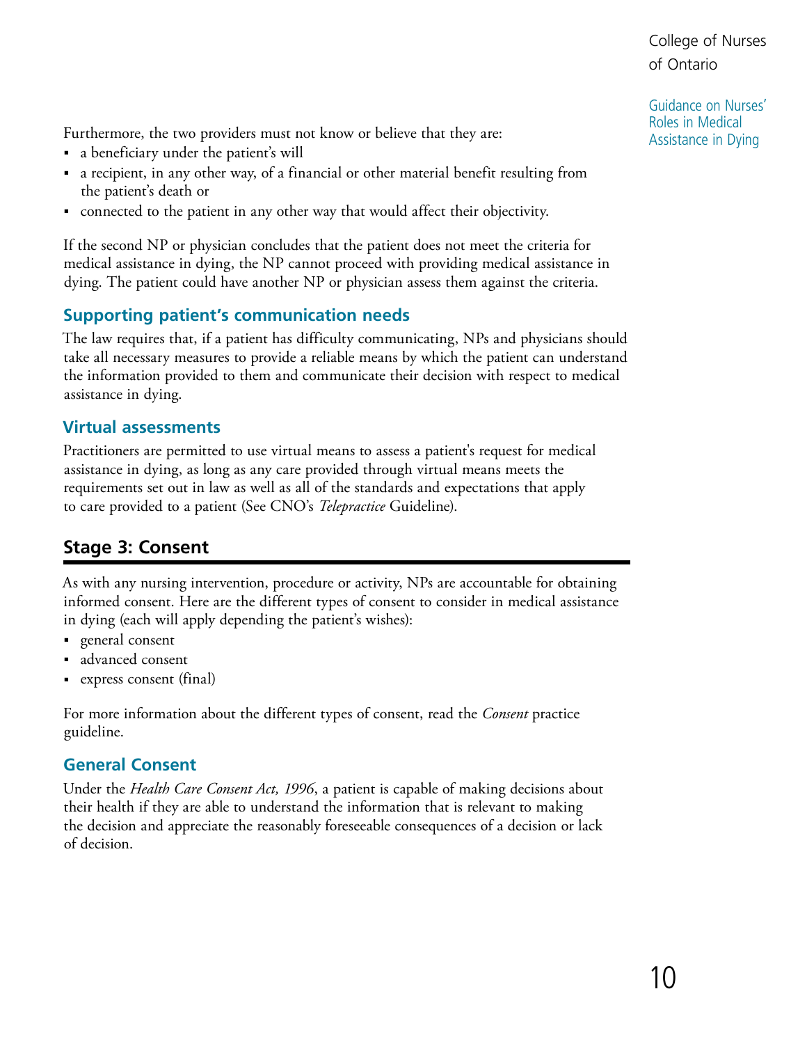Furthermore, the two providers must not know or believe that they are:

- a beneficiary under the patient's will
- a recipient, in any other way, of a financial or other material benefit resulting from the patient's death or
- connected to the patient in any other way that would affect their objectivity.

If the second NP or physician concludes that the patient does not meet the criteria for medical assistance in dying, the NP cannot proceed with providing medical assistance in dying. The patient could have another NP or physician assess them against the criteria.

### Supporting patient's communication needs

The law requires that, if a patient has difficulty communicating, NPs and physicians should take all necessary measures to provide a reliable means by which the patient can understand the information provided to them and communicate their decision with respect to medical assistance in dying.

### Virtual assessments

Practitioners are permitted to use virtual means to assess a patient's request for medical assistance in dying, as long as any care provided through virtual means meets the requirements set out in law as well as all of the standards and expectations that apply to care provided to a patient (See CNO's *Telepractice* Guideline).

## Stage 3: Consent

As with any nursing intervention, procedure or activity, NPs are accountable for obtaining informed consent. Here are the different types of consent to consider in medical assistance in dying (each will apply depending the patient's wishes):

- general consent
- advanced consent
- express consent (final)

For more information about the different types of consent, read the *Consent* practice guideline.

### General Consent

Under the *Health Care Consent Act, 1996*, a patient is capable of making decisions about their health if they are able to understand the information that is relevant to making the decision and appreciate the reasonably foreseeable consequences of a decision or lack of decision.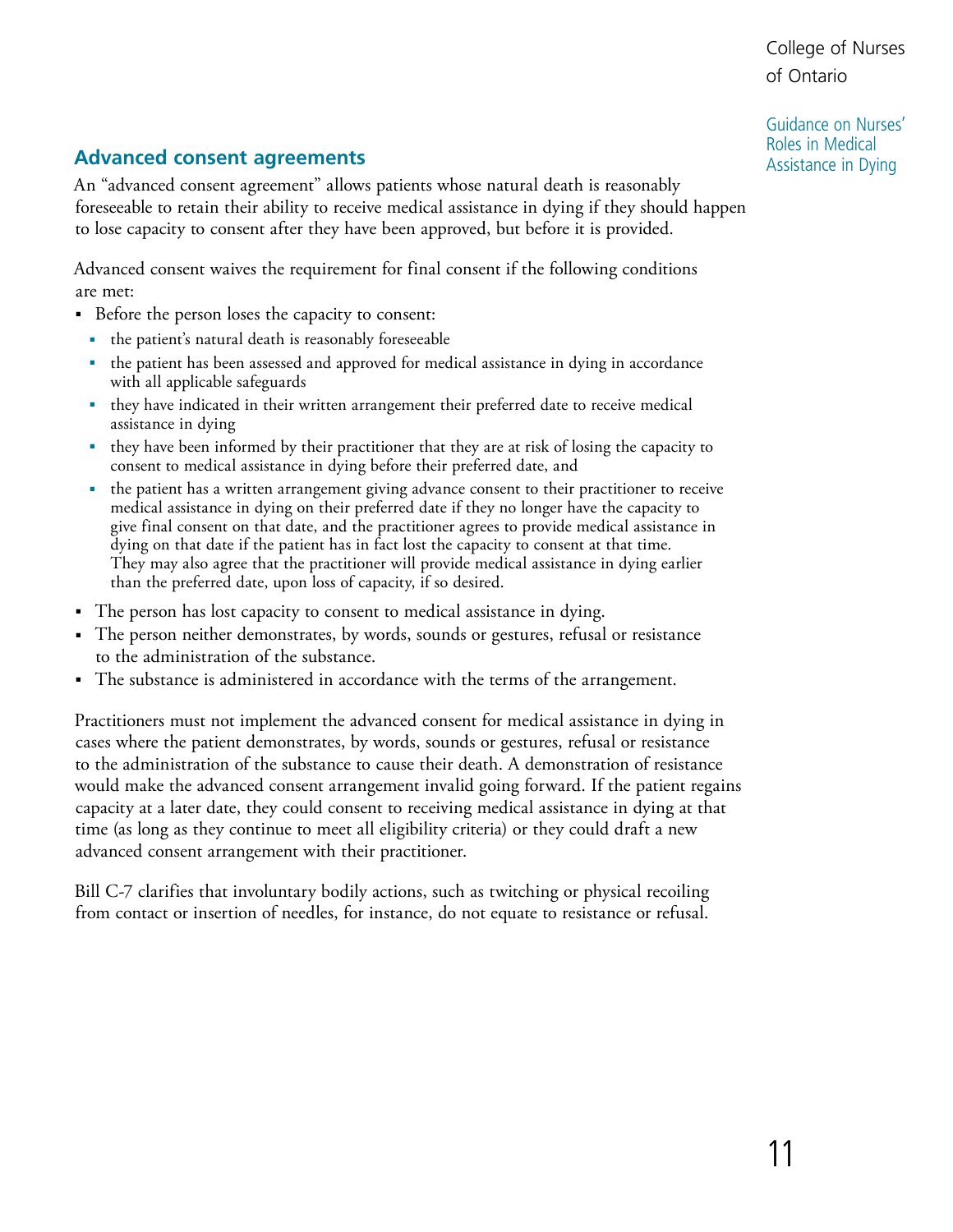## Advanced consent agreements

An “advanced consent agreement” allows patients whose natural death is reasonably foreseeable to retain their ability to receive medical assistance in dying if they should happen to lose capacity to consent after they have been approved, but before it is provided.

Advanced consent waives the requirement for final consent if the following conditions are met:

- Before the person loses the capacity to consent:
  - the patient’s natural death is reasonably foreseeable
  - the patient has been assessed and approved for medical assistance in dying in accordance with all applicable safeguards
  - they have indicated in their written arrangement their preferred date to receive medical assistance in dying
  - they have been informed by their practitioner that they are at risk of losing the capacity to consent to medical assistance in dying before their preferred date, and
  - the patient has a written arrangement giving advance consent to their practitioner to receive medical assistance in dying on their preferred date if they no longer have the capacity to give final consent on that date, and the practitioner agrees to provide medical assistance in dying on that date if the patient has in fact lost the capacity to consent at that time. They may also agree that the practitioner will provide medical assistance in dying earlier than the preferred date, upon loss of capacity, if so desired.
- The person has lost capacity to consent to medical assistance in dying.
- The person neither demonstrates, by words, sounds or gestures, refusal or resistance to the administration of the substance.
- The substance is administered in accordance with the terms of the arrangement.

Practitioners must not implement the advanced consent for medical assistance in dying in cases where the patient demonstrates, by words, sounds or gestures, refusal or resistance to the administration of the substance to cause their death. A demonstration of resistance would make the advanced consent arrangement invalid going forward. If the patient regains capacity at a later date, they could consent to receiving medical assistance in dying at that time (as long as they continue to meet all eligibility criteria) or they could draft a new advanced consent arrangement with their practitioner.

Bill C-7 clarifies that involuntary bodily actions, such as twitching or physical recoiling from contact or insertion of needles, for instance, do not equate to resistance or refusal.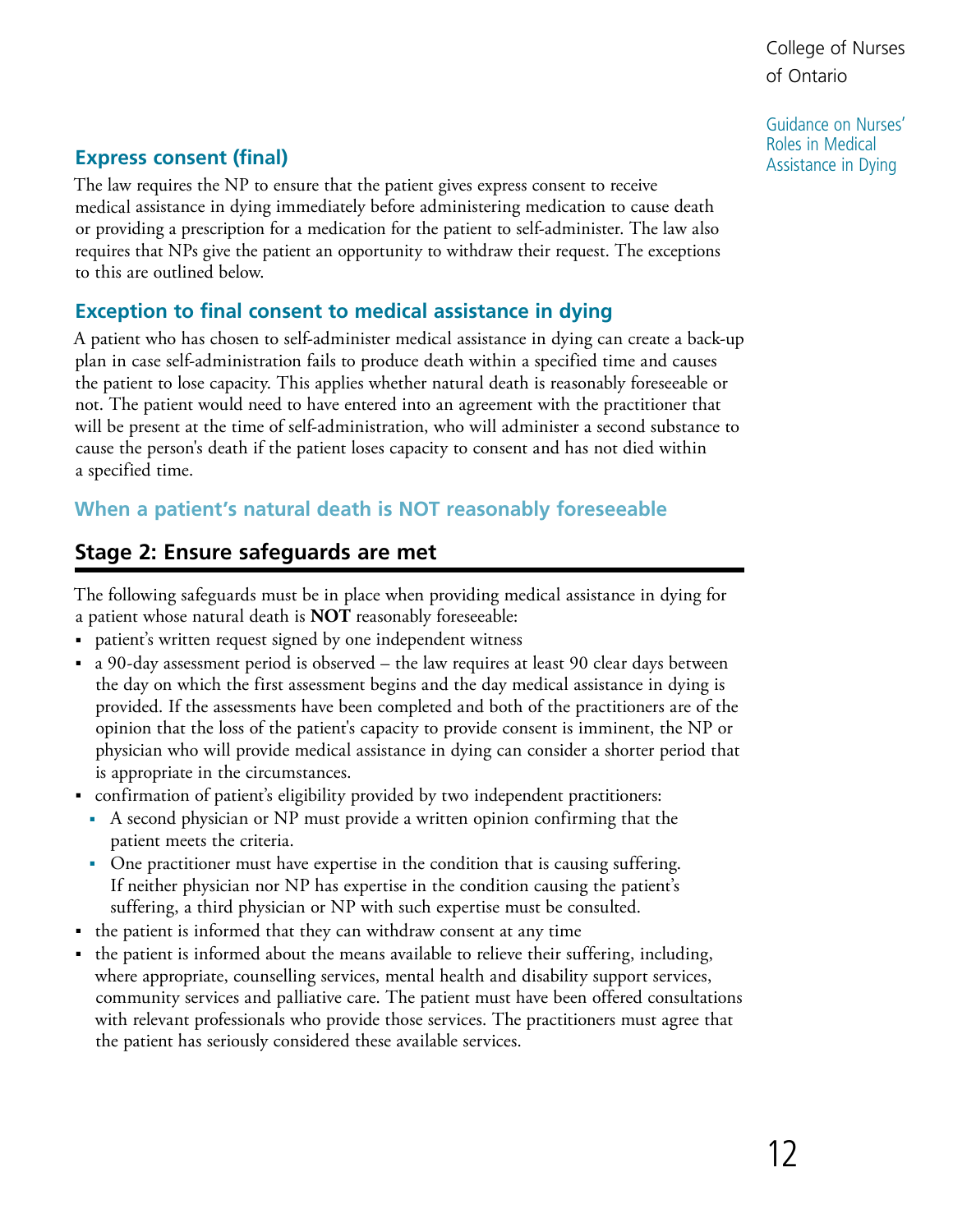### Express consent (final)

The law requires the NP to ensure that the patient gives express consent to receive medical assistance in dying immediately before administering medication to cause death or providing a prescription for a medication for the patient to self-administer. The law also requires that NPs give the patient an opportunity to withdraw their request. The exceptions to this are outlined below.

### Exception to final consent to medical assistance in dying

A patient who has chosen to self-administer medical assistance in dying can create a back-up plan in case self-administration fails to produce death within a specified time and causes the patient to lose capacity. This applies whether natural death is reasonably foreseeable or not. The patient would need to have entered into an agreement with the practitioner that will be present at the time of self-administration, who will administer a second substance to cause the person's death if the patient loses capacity to consent and has not died within a specified time.

### When a patient's natural death is NOT reasonably foreseeable

## Stage 2: Ensure safeguards are met

The following safeguards must be in place when providing medical assistance in dying for a patient whose natural death is **NOT** reasonably foreseeable:

- patient's written request signed by one independent witness
- a 90-day assessment period is observed – the law requires at least 90 clear days between the day on which the first assessment begins and the day medical assistance in dying is provided. If the assessments have been completed and both of the practitioners are of the opinion that the loss of the patient's capacity to provide consent is imminent, the NP or physician who will provide medical assistance in dying can consider a shorter period that is appropriate in the circumstances.
- confirmation of patient's eligibility provided by two independent practitioners:
  - A second physician or NP must provide a written opinion confirming that the patient meets the criteria.
  - One practitioner must have expertise in the condition that is causing suffering. If neither physician nor NP has expertise in the condition causing the patient's suffering, a third physician or NP with such expertise must be consulted.
- the patient is informed that they can withdraw consent at any time
- the patient is informed about the means available to relieve their suffering, including, where appropriate, counselling services, mental health and disability support services, community services and palliative care. The patient must have been offered consultations with relevant professionals who provide those services. The practitioners must agree that the patient has seriously considered these available services.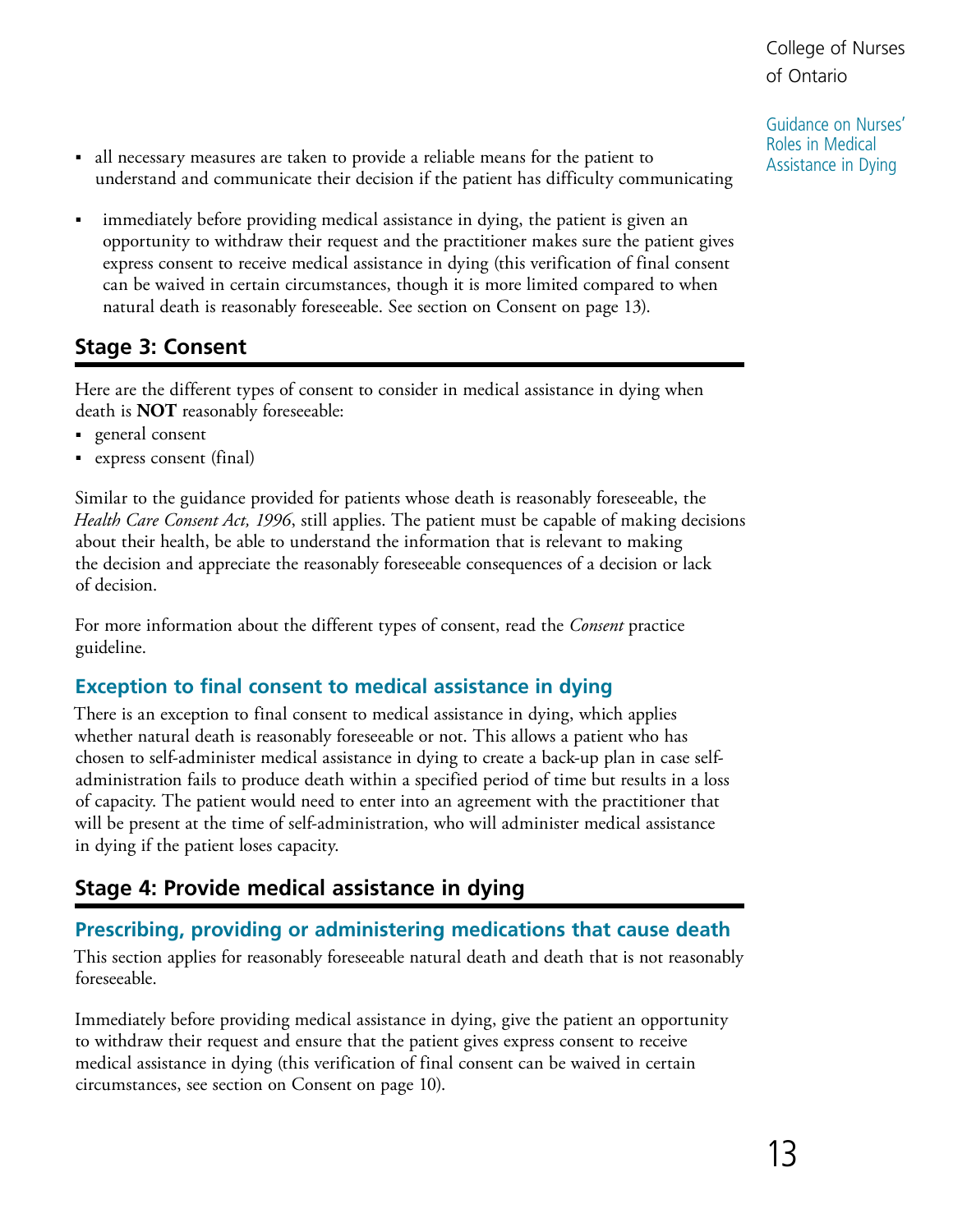- all necessary measures are taken to provide a reliable means for the patient to understand and communicate their decision if the patient has difficulty communicating
- immediately before providing medical assistance in dying, the patient is given an opportunity to withdraw their request and the practitioner makes sure the patient gives express consent to receive medical assistance in dying (this verification of final consent can be waived in certain circumstances, though it is more limited compared to when natural death is reasonably foreseeable. See section on Consent on page 13).

## Stage 3: Consent

Here are the different types of consent to consider in medical assistance in dying when death is **NOT** reasonably foreseeable:

- general consent
- express consent (final)

Similar to the guidance provided for patients whose death is reasonably foreseeable, the *Health Care Consent Act, 1996*, still applies. The patient must be capable of making decisions about their health, be able to understand the information that is relevant to making the decision and appreciate the reasonably foreseeable consequences of a decision or lack of decision.

For more information about the different types of consent, read the *Consent* practice guideline.

### Exception to final consent to medical assistance in dying

There is an exception to final consent to medical assistance in dying, which applies whether natural death is reasonably foreseeable or not. This allows a patient who has chosen to self-administer medical assistance in dying to create a back-up plan in case self-administration fails to produce death within a specified period of time but results in a loss of capacity. The patient would need to enter into an agreement with the practitioner that will be present at the time of self-administration, who will administer medical assistance in dying if the patient loses capacity.

## Stage 4: Provide medical assistance in dying

### Prescribing, providing or administering medications that cause death

This section applies for reasonably foreseeable natural death and death that is not reasonably foreseeable.

Immediately before providing medical assistance in dying, give the patient an opportunity to withdraw their request and ensure that the patient gives express consent to receive medical assistance in dying (this verification of final consent can be waived in certain circumstances, see section on Consent on page 10).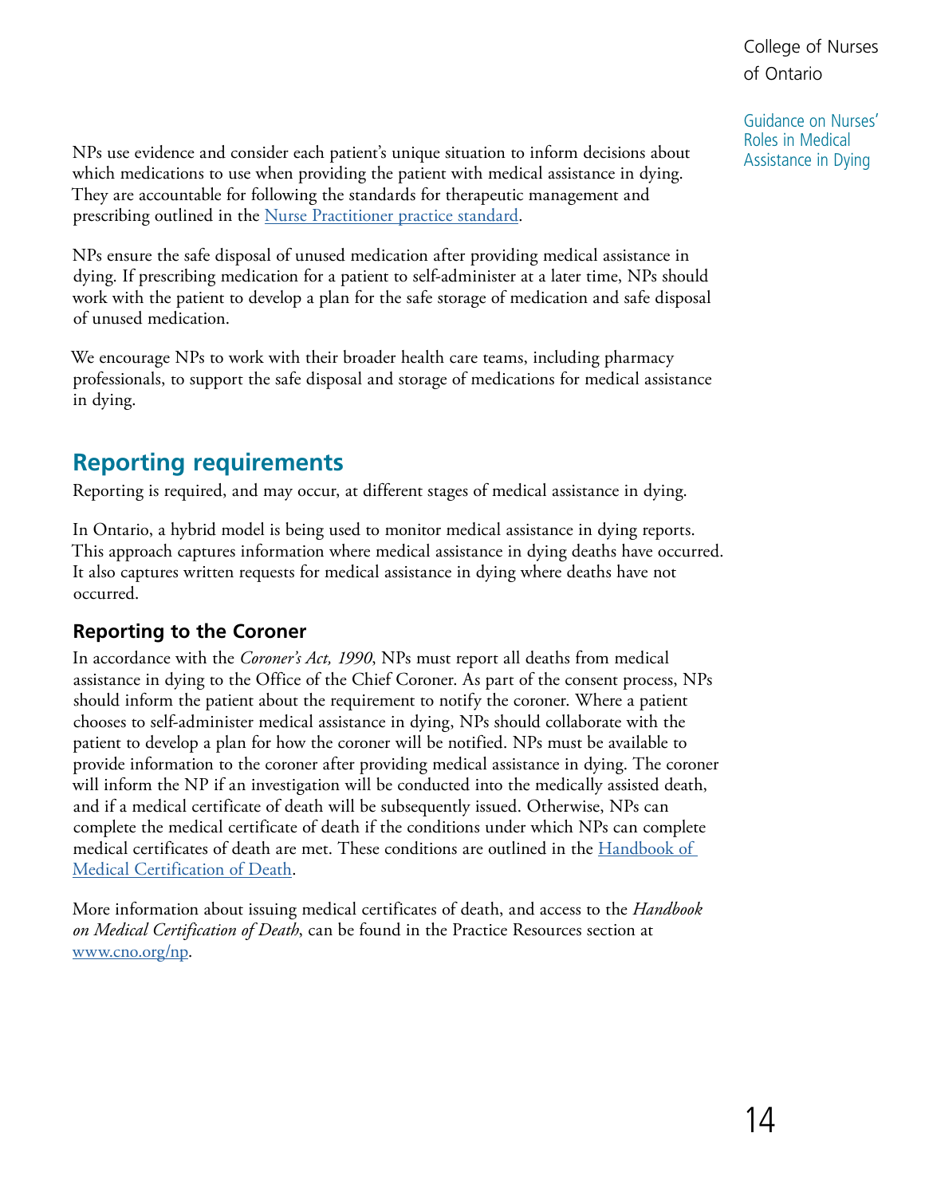NPs use evidence and consider each patient's unique situation to inform decisions about which medications to use when providing the patient with medical assistance in dying. They are accountable for following the standards for therapeutic management and prescribing outlined in the [Nurse Practitioner practice standard](#).

NPs ensure the safe disposal of unused medication after providing medical assistance in dying. If prescribing medication for a patient to self-administer at a later time, NPs should work with the patient to develop a plan for the safe storage of medication and safe disposal of unused medication.

We encourage NPs to work with their broader health care teams, including pharmacy professionals, to support the safe disposal and storage of medications for medical assistance in dying.

## Reporting requirements

Reporting is required, and may occur, at different stages of medical assistance in dying.

In Ontario, a hybrid model is being used to monitor medical assistance in dying reports. This approach captures information where medical assistance in dying deaths have occurred. It also captures written requests for medical assistance in dying where deaths have not occurred.

### Reporting to the Coroner

In accordance with the *Coroner's Act, 1990*, NPs must report all deaths from medical assistance in dying to the Office of the Chief Coroner. As part of the consent process, NPs should inform the patient about the requirement to notify the coroner. Where a patient chooses to self-administer medical assistance in dying, NPs should collaborate with the patient to develop a plan for how the coroner will be notified. NPs must be available to provide information to the coroner after providing medical assistance in dying. The coroner will inform the NP if an investigation will be conducted into the medically assisted death, and if a medical certificate of death will be subsequently issued. Otherwise, NPs can complete the medical certificate of death if the conditions under which NPs can complete medical certificates of death are met. These conditions are outlined in the [Handbook of Medical Certification of Death](#).

More information about issuing medical certificates of death, and access to the *Handbook on Medical Certification of Death*, can be found in the Practice Resources section at [www.cno.org/np](www.cno.org/np).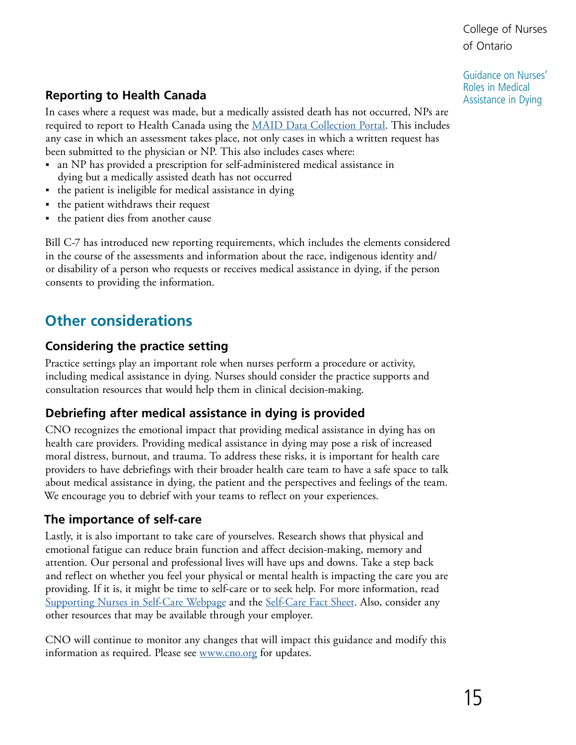### Reporting to Health Canada

In cases where a request was made, but a medically assisted death has not occurred, NPs are required to report to Health Canada using the [MAID Data Collection Portal](). This includes any case in which an assessment takes place, not only cases in which a written request has been submitted to the physician or NP. This also includes cases where:

- an NP has provided a prescription for self-administered medical assistance in dying but a medically assisted death has not occurred
- the patient is ineligible for medical assistance in dying
- the patient withdraws their request
- the patient dies from another cause

Bill C-7 has introduced new reporting requirements, which includes the elements considered in the course of the assessments and information about the race, indigenous identity and/or disability of a person who requests or receives medical assistance in dying, if the person consents to providing the information.

## Other considerations

### Considering the practice setting

Practice settings play an important role when nurses perform a procedure or activity, including medical assistance in dying. Nurses should consider the practice supports and consultation resources that would help them in clinical decision-making.

### Debriefing after medical assistance in dying is provided

CNO recognizes the emotional impact that providing medical assistance in dying has on health care providers. Providing medical assistance in dying may pose a risk of increased moral distress, burnout, and trauma. To address these risks, it is important for health care providers to have debriefings with their broader health care team to have a safe space to talk about medical assistance in dying, the patient and the perspectives and feelings of the team. We encourage you to debrief with your teams to reflect on your experiences.

### The importance of self-care

Lastly, it is also important to take care of yourselves. Research shows that physical and emotional fatigue can reduce brain function and affect decision-making, memory and attention. Our personal and professional lives will have ups and downs. Take a step back and reflect on whether you feel your physical or mental health is impacting the care you are providing. If it is, it might be time to self-care or to seek help. For more information, read [Supporting Nurses in Self-Care Webpage]() and the [Self-Care Fact Sheet](). Also, consider any other resources that may be available through your employer.

CNO will continue to monitor any changes that will impact this guidance and modify this information as required. Please see [www.cno.org]() for updates.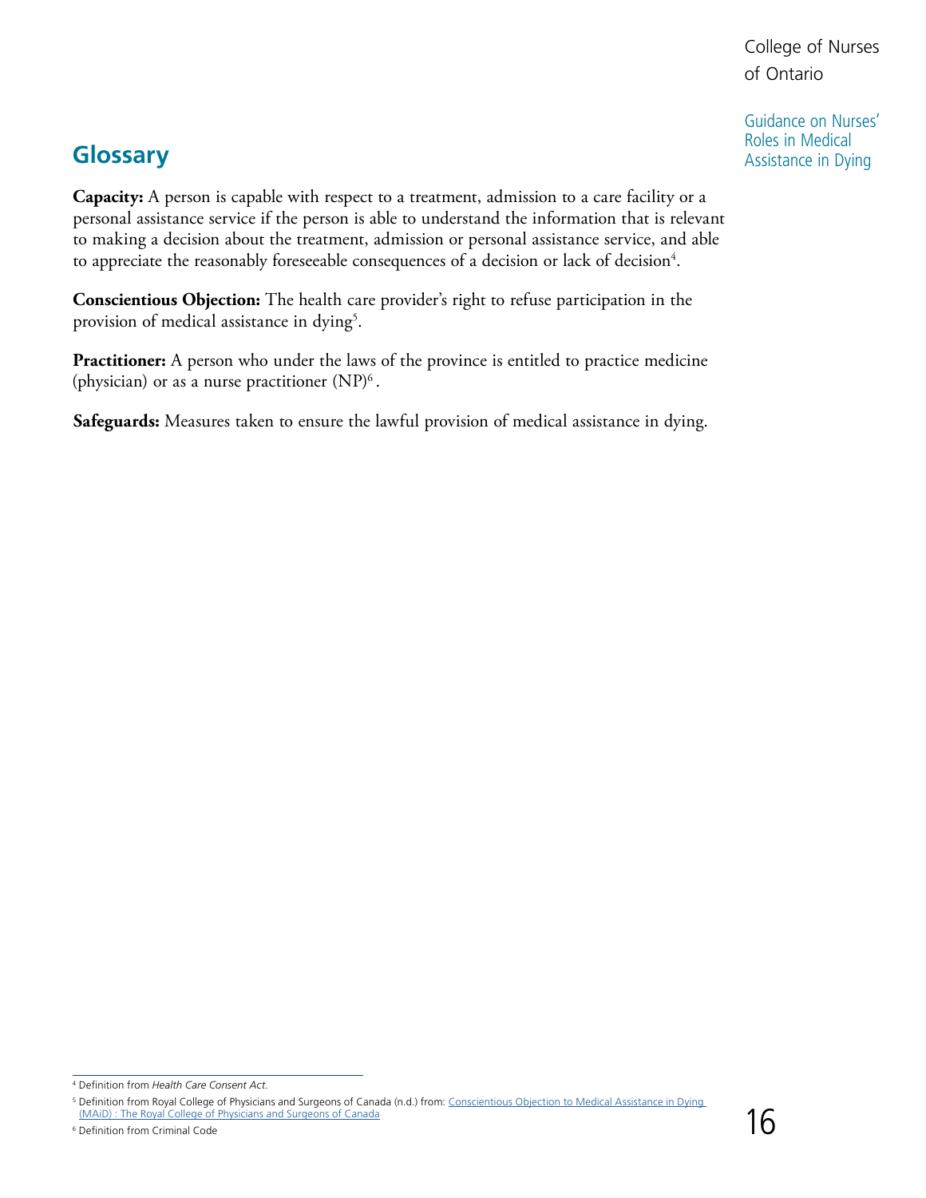## Glossary

**Capacity:** A person is capable with respect to a treatment, admission to a care facility or a personal assistance service if the person is able to understand the information that is relevant to making a decision about the treatment, admission or personal assistance service, and able to appreciate the reasonably foreseeable consequences of a decision or lack of decision[4].

**Conscientious Objection:** The health care provider's right to refuse participation in the provision of medical assistance in dying[5].

**Practitioner:** A person who under the laws of the province is entitled to practice medicine (physician) or as a nurse practitioner (NP)[6].

**Safeguards:** Measures taken to ensure the lawful provision of medical assistance in dying.

---

[4] Definition from *Health Care Consent Act*.

[5] Definition from Royal College of Physicians and Surgeons of Canada (n.d.) from: [Conscientious Objection to Medical Assistance in Dying (MAiD) : The Royal College of Physicians and Surgeons of Canada]

[6] Definition from Criminal Code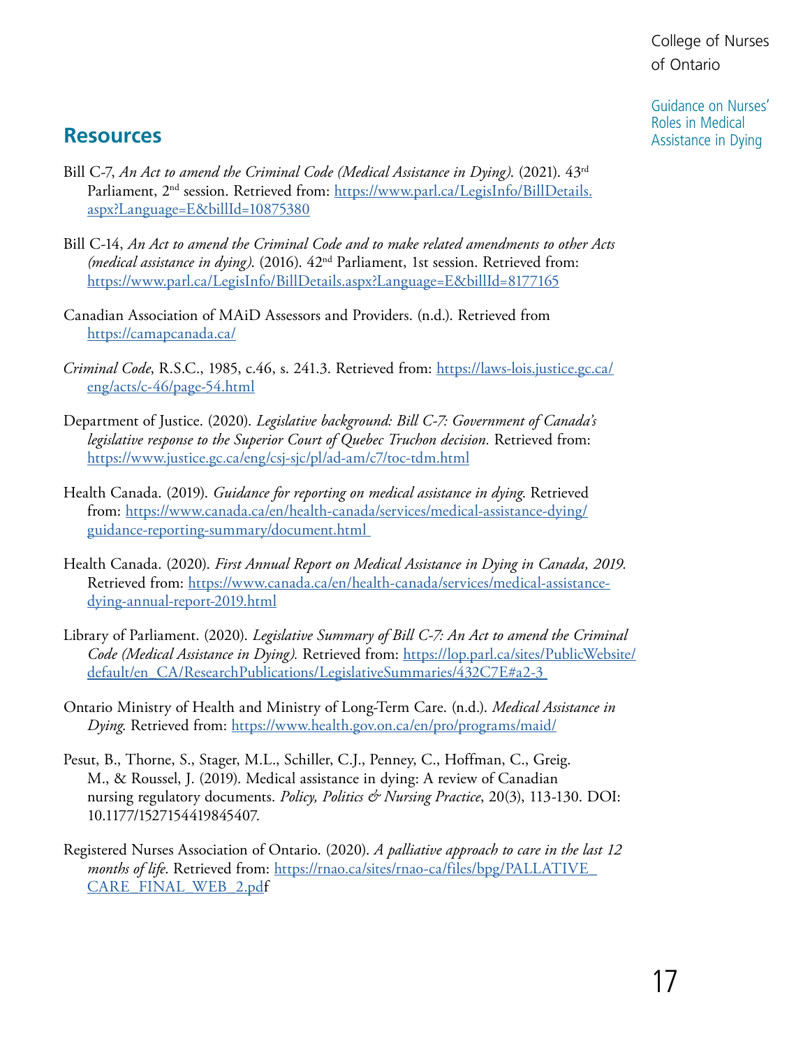## Resources

Bill C-7, *An Act to amend the Criminal Code (Medical Assistance in Dying)*. (2021). 43rd Parliament, 2nd session. Retrieved from: https://www.parl.ca/LegisInfo/BillDetails.aspx?Language=E&billId=10875380

Bill C-14, *An Act to amend the Criminal Code and to make related amendments to other Acts (medical assistance in dying)*. (2016). 42nd Parliament, 1st session. Retrieved from: https://www.parl.ca/LegisInfo/BillDetails.aspx?Language=E&billId=8177165

Canadian Association of MAiD Assessors and Providers. (n.d.). Retrieved from https://camapcanada.ca/

*Criminal Code*, R.S.C., 1985, c.46, s. 241.3. Retrieved from: https://laws-lois.justice.gc.ca/eng/acts/c-46/page-54.html

Department of Justice. (2020). *Legislative background: Bill C-7: Government of Canada's legislative response to the Superior Court of Quebec Truchon decision.* Retrieved from: https://www.justice.gc.ca/eng/csj-sjc/pl/ad-am/c7/toc-tdm.html

Health Canada. (2019). *Guidance for reporting on medical assistance in dying*. Retrieved from: https://www.canada.ca/en/health-canada/services/medical-assistance-dying/guidance-reporting-summary/document.html

Health Canada. (2020). *First Annual Report on Medical Assistance in Dying in Canada, 2019.* Retrieved from: https://www.canada.ca/en/health-canada/services/medical-assistance-dying-annual-report-2019.html

Library of Parliament. (2020). *Legislative Summary of Bill C-7: An Act to amend the Criminal Code (Medical Assistance in Dying).* Retrieved from: https://lop.parl.ca/sites/PublicWebsite/default/en_CA/ResearchPublications/LegislativeSummaries/432C7E#a2-3

Ontario Ministry of Health and Ministry of Long-Term Care. (n.d.). *Medical Assistance in Dying*. Retrieved from: https://www.health.gov.on.ca/en/pro/programs/maid/

Pesut, B., Thorne, S., Stager, M.L., Schiller, C.J., Penney, C., Hoffman, C., Greig. M., & Roussel, J. (2019). Medical assistance in dying: A review of Canadian nursing regulatory documents. *Policy, Politics & Nursing Practice*, 20(3), 113-130. DOI: 10.1177/1527154419845407.

Registered Nurses Association of Ontario. (2020). *A palliative approach to care in the last 12 months of life*. Retrieved from: https://rnao.ca/sites/rnao-ca/files/bpg/PALLATIVE_CARE_FINAL_WEB_2.pdf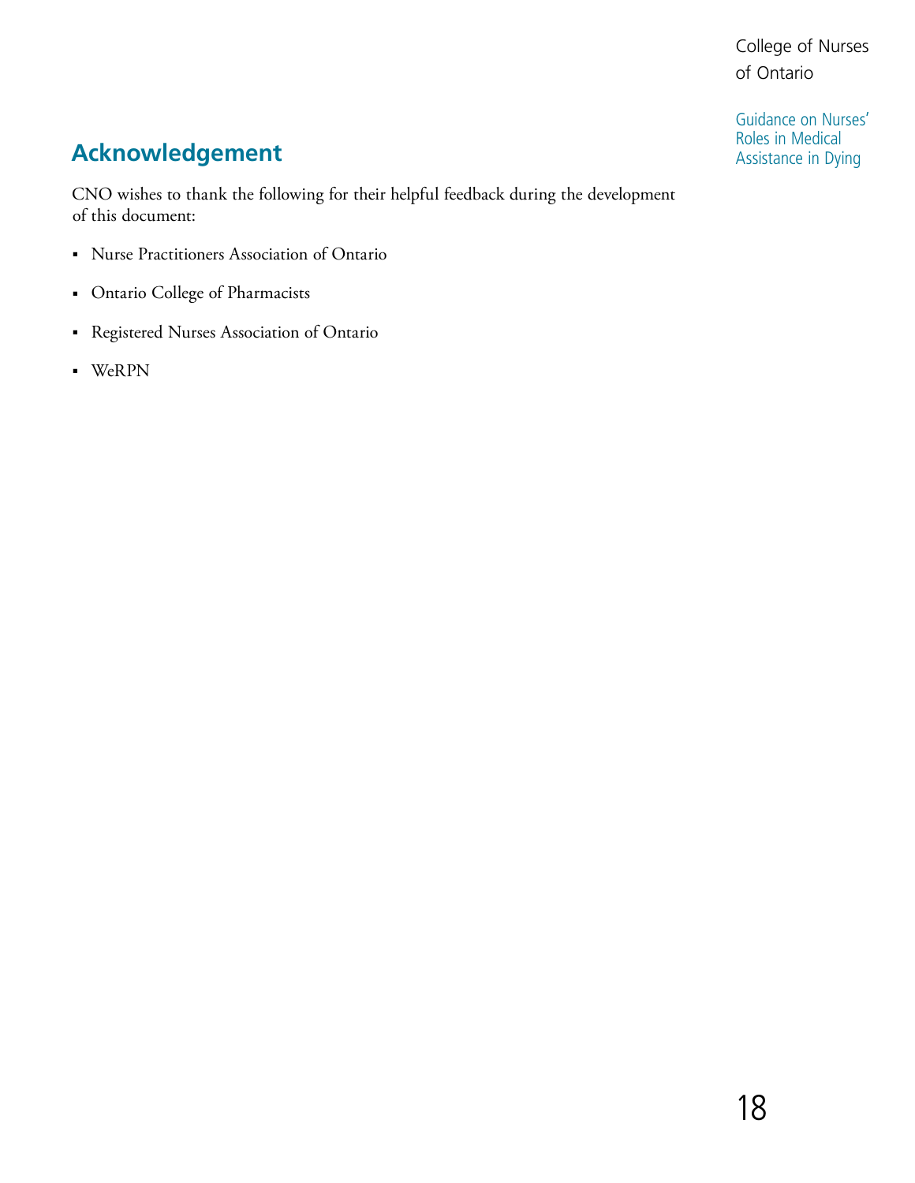## Acknowledgement

CNO wishes to thank the following for their helpful feedback during the development of this document:

- Nurse Practitioners Association of Ontario
- Ontario College of Pharmacists
- Registered Nurses Association of Ontario
- WeRPN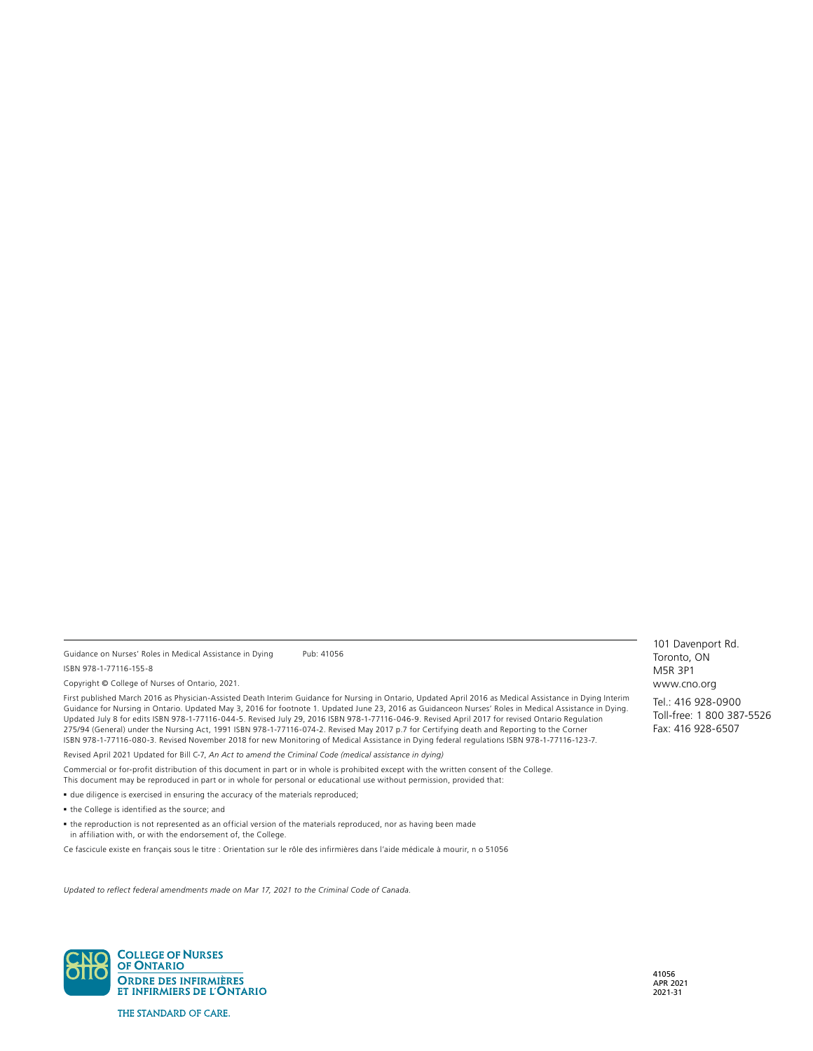Guidance on Nurses' Roles in Medical Assistance in Dying Pub: 41056

ISBN 978-1-77116-155-8

Copyright © College of Nurses of Ontario, 2021.

First published March 2016 as Physician-Assisted Death Interim Guidance for Nursing in Ontario, Updated April 2016 as Medical Assistance in Dying Interim Guidance for Nursing in Ontario. Updated May 3, 2016 for footnote 1. Updated June 23, 2016 as Guidanceon Nurses' Roles in Medical Assistance in Dying. Updated July 8 for edits ISBN 978-1-77116-044-5. Revised July 29, 2016 ISBN 978-1-77116-046-9. Revised April 2017 for revised Ontario Regulation 275/94 (General) under the Nursing Act, 1991 ISBN 978-1-77116-074-2. Revised May 2017 p.7 for Certifying death and Reporting to the Corner ISBN 978-1-77116-080-3. Revised November 2018 for new Monitoring of Medical Assistance in Dying federal regulations ISBN 978-1-77116-123-7.

Revised April 2021 Updated for Bill C-7, *An Act to amend the Criminal Code (medical assistance in dying)*

Commercial or for-profit distribution of this document in part or in whole is prohibited except with the written consent of the College.
This document may be reproduced in part or in whole for personal or educational use without permission, provided that:

- due diligence is exercised in ensuring the accuracy of the materials reproduced;
- the College is identified as the source; and
- the reproduction is not represented as an official version of the materials reproduced, nor as having been made in affiliation with, or with the endorsement of, the College.

Ce fascicule existe en français sous le titre : Orientation sur le rôle des infirmières dans l'aide médicale à mourir, n o 51056

*Updated to reflect federal amendments made on Mar 17, 2021 to the Criminal Code of Canada.*

101 Davenport Rd.
Toronto, ON
M5R 3P1
www.cno.org

Tel.: 416 928-0900
Toll-free: 1 800 387-5526
Fax: 416 928-6507

COLLEGE OF NURSES OF ONTARIO
ORDRE DES INFIRMIÈRES ET INFIRMIERS DE L'ONTARIO

THE STANDARD OF CARE.

41056
APR 2021
2021-31